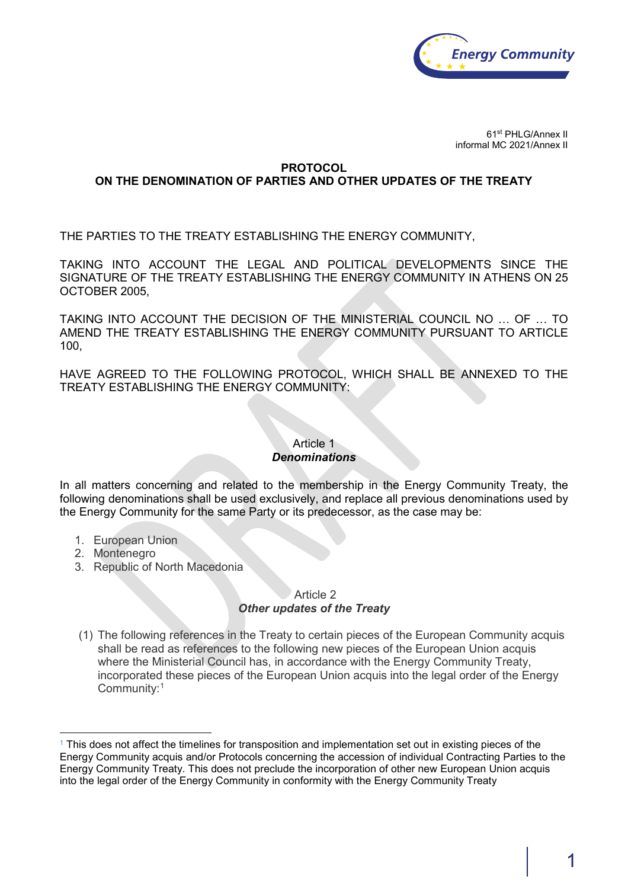61st PHLG/Annex II
informal MC 2021/Annex II

**PROTOCOL**
**ON THE DENOMINATION OF PARTIES AND OTHER UPDATES OF THE TREATY**

THE PARTIES TO THE TREATY ESTABLISHING THE ENERGY COMMUNITY,

TAKING INTO ACCOUNT THE LEGAL AND POLITICAL DEVELOPMENTS SINCE THE SIGNATURE OF THE TREATY ESTABLISHING THE ENERGY COMMUNITY IN ATHENS ON 25 OCTOBER 2005,

TAKING INTO ACCOUNT THE DECISION OF THE MINISTERIAL COUNCIL NO … OF … TO AMEND THE TREATY ESTABLISHING THE ENERGY COMMUNITY PURSUANT TO ARTICLE 100,

HAVE AGREED TO THE FOLLOWING PROTOCOL, WHICH SHALL BE ANNEXED TO THE TREATY ESTABLISHING THE ENERGY COMMUNITY:

Article 1
***Denominations***

In all matters concerning and related to the membership in the Energy Community Treaty, the following denominations shall be used exclusively, and replace all previous denominations used by the Energy Community for the same Party or its predecessor, as the case may be:

1. European Union
2. Montenegro
3. Republic of North Macedonia

Article 2
***Other updates of the Treaty***

(1) The following references in the Treaty to certain pieces of the European Community acquis shall be read as references to the following new pieces of the European Union acquis where the Ministerial Council has, in accordance with the Energy Community Treaty, incorporated these pieces of the European Union acquis into the legal order of the Energy Community:[1]

[1] This does not affect the timelines for transposition and implementation set out in existing pieces of the Energy Community acquis and/or Protocols concerning the accession of individual Contracting Parties to the Energy Community Treaty. This does not preclude the incorporation of other new European Union acquis into the legal order of the Energy Community in conformity with the Energy Community Treaty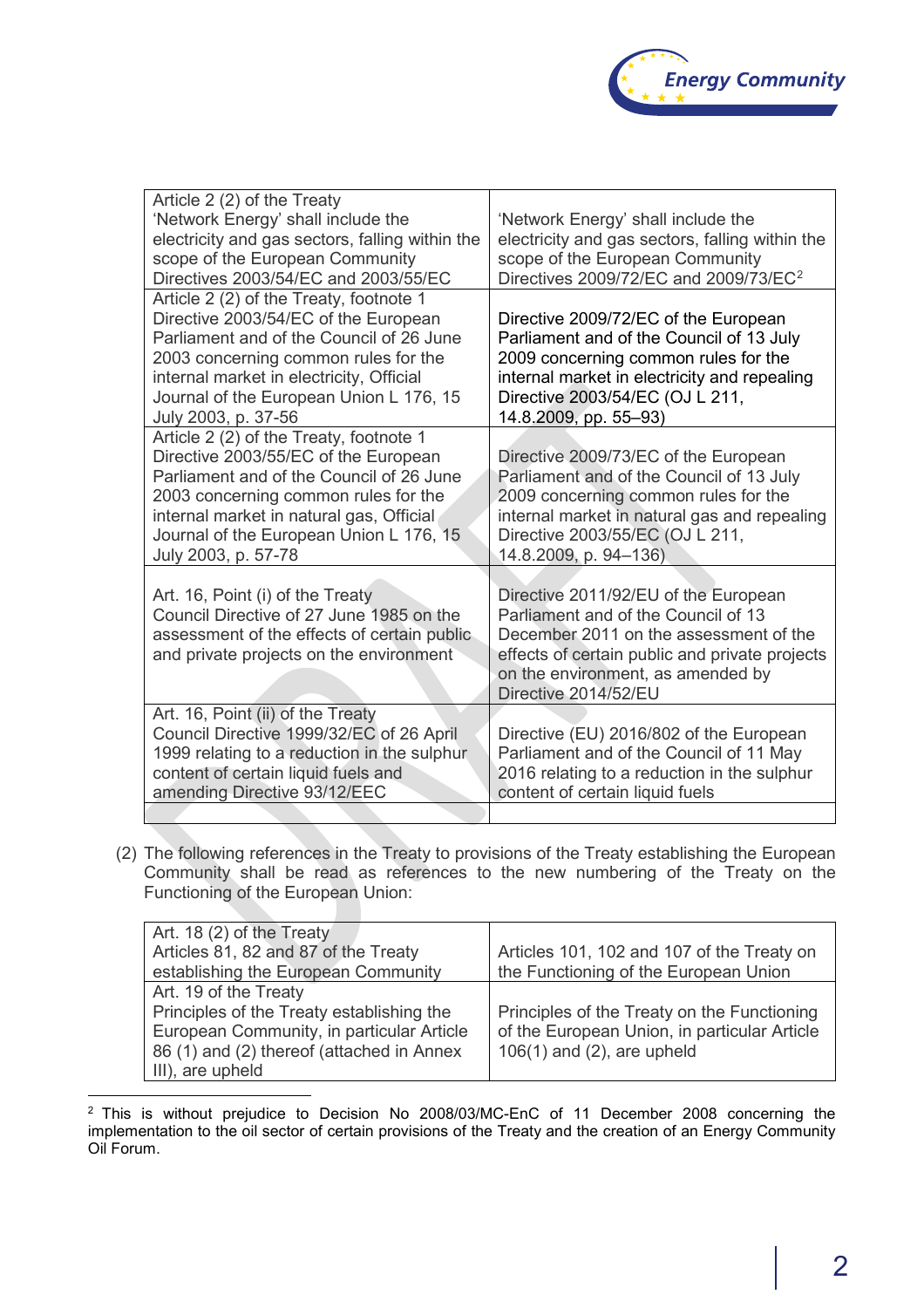| | |
|---|---|
| Article 2 (2) of the Treaty<br>'Network Energy' shall include the electricity and gas sectors, falling within the scope of the European Community Directives 2003/54/EC and 2003/55/EC | 'Network Energy' shall include the electricity and gas sectors, falling within the scope of the European Community Directives 2009/72/EC and 2009/73/EC[2] |
| Article 2 (2) of the Treaty, footnote 1<br>Directive 2003/54/EC of the European Parliament and of the Council of 26 June 2003 concerning common rules for the internal market in electricity, Official Journal of the European Union L 176, 15 July 2003, p. 37-56 | Directive 2009/72/EC of the European Parliament and of the Council of 13 July 2009 concerning common rules for the internal market in electricity and repealing Directive 2003/54/EC (OJ L 211, 14.8.2009, pp. 55–93) |
| Article 2 (2) of the Treaty, footnote 1<br>Directive 2003/55/EC of the European Parliament and of the Council of 26 June 2003 concerning common rules for the internal market in natural gas, Official Journal of the European Union L 176, 15 July 2003, p. 57-78 | Directive 2009/73/EC of the European Parliament and of the Council of 13 July 2009 concerning common rules for the internal market in natural gas and repealing Directive 2003/55/EC (OJ L 211, 14.8.2009, p. 94–136) |
| Art. 16, Point (i) of the Treaty<br>Council Directive of 27 June 1985 on the assessment of the effects of certain public and private projects on the environment | Directive 2011/92/EU of the European Parliament and of the Council of 13 December 2011 on the assessment of the effects of certain public and private projects on the environment, as amended by Directive 2014/52/EU |
| Art. 16, Point (ii) of the Treaty<br>Council Directive 1999/32/EC of 26 April 1999 relating to a reduction in the sulphur content of certain liquid fuels and amending Directive 93/12/EEC | Directive (EU) 2016/802 of the European Parliament and of the Council of 11 May 2016 relating to a reduction in the sulphur content of certain liquid fuels |
| | |

(2) The following references in the Treaty to provisions of the Treaty establishing the European Community shall be read as references to the new numbering of the Treaty on the Functioning of the European Union:

| | |
|---|---|
| Art. 18 (2) of the Treaty<br>Articles 81, 82 and 87 of the Treaty establishing the European Community | Articles 101, 102 and 107 of the Treaty on the Functioning of the European Union |
| Art. 19 of the Treaty<br>Principles of the Treaty establishing the European Community, in particular Article 86 (1) and (2) thereof (attached in Annex III), are upheld | Principles of the Treaty on the Functioning of the European Union, in particular Article 106(1) and (2), are upheld |

[2] This is without prejudice to Decision No 2008/03/MC-EnC of 11 December 2008 concerning the implementation to the oil sector of certain provisions of the Treaty and the creation of an Energy Community Oil Forum.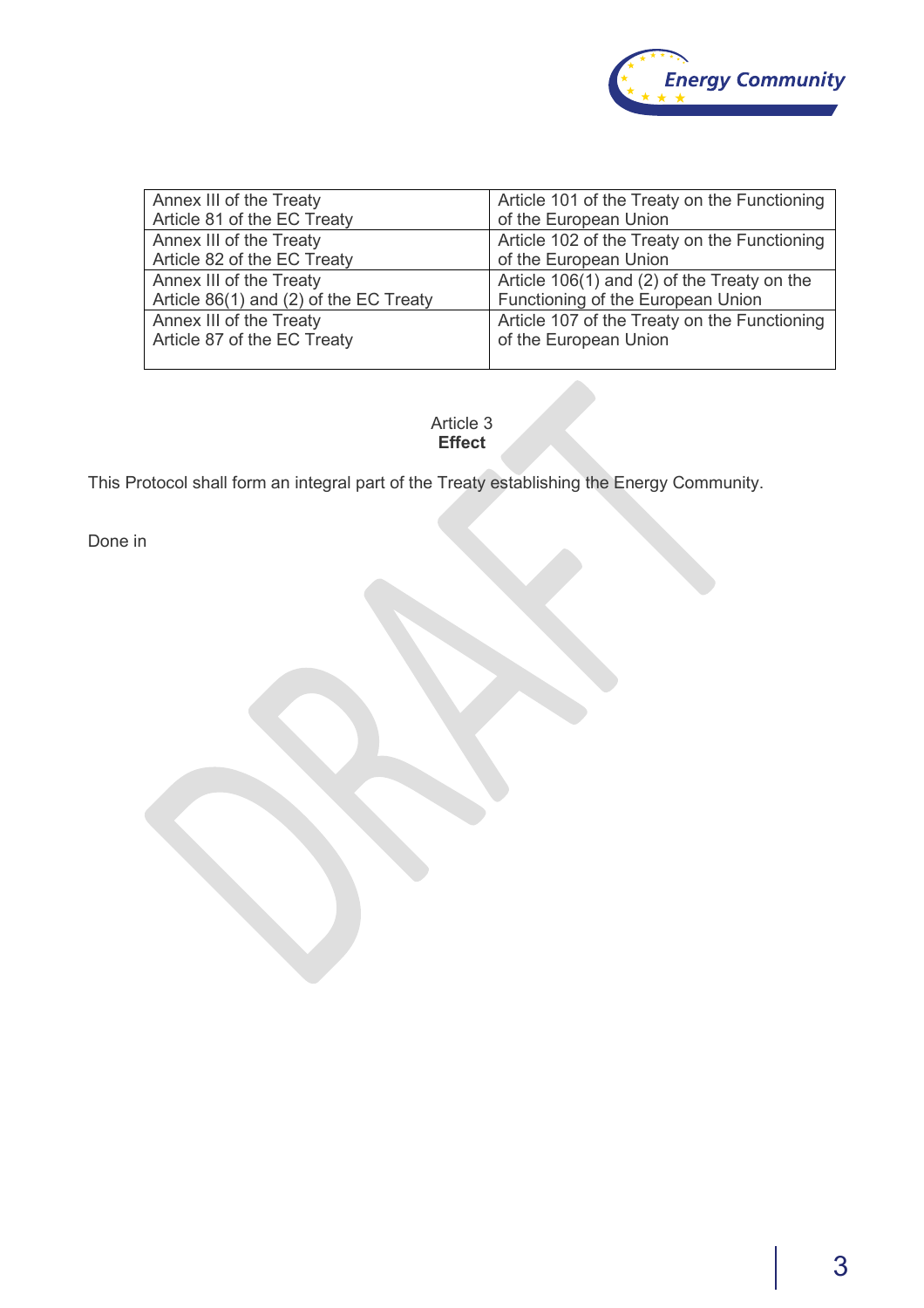| | |
|---|---|
| Annex III of the Treaty<br>Article 81 of the EC Treaty | Article 101 of the Treaty on the Functioning of the European Union |
| Annex III of the Treaty<br>Article 82 of the EC Treaty | Article 102 of the Treaty on the Functioning of the European Union |
| Annex III of the Treaty<br>Article 86(1) and (2) of the EC Treaty | Article 106(1) and (2) of the Treaty on the Functioning of the European Union |
| Annex III of the Treaty<br>Article 87 of the EC Treaty | Article 107 of the Treaty on the Functioning of the European Union |

Article 3
**Effect**

This Protocol shall form an integral part of the Treaty establishing the Energy Community.

Done in